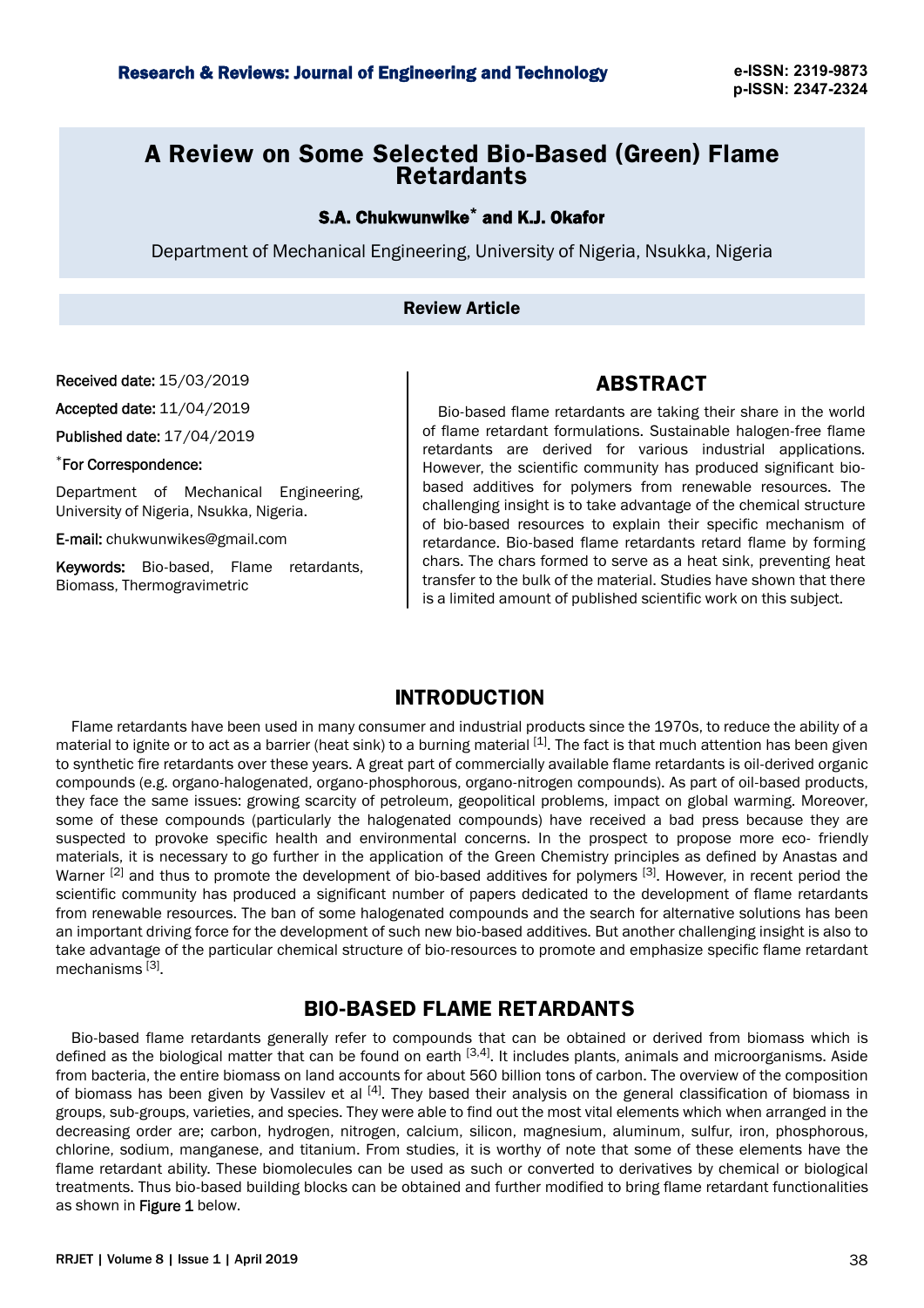# A Review on Some Selected Bio-Based (Green) Flame Retardants

**S.A. Chukwunwike*** **and K.J. Okafor**

Department of Mechanical Engineering, University of Nigeria, Nsukka, Nigeria

**Review Article**

**Received date:** 15/03/2019

**Accepted date:** 11/04/2019

**Published date:** 17/04/2019

***For Correspondence:**

Department of Mechanical Engineering, University of Nigeria, Nsukka, Nigeria.

**E-mail:** chukwunwikes@gmail.com

**Keywords:** Bio-based, Flame retardants, Biomass, Thermogravimetric

## ABSTRACT

Bio-based flame retardants are taking their share in the world of flame retardant formulations. Sustainable halogen-free flame retardants are derived for various industrial applications. However, the scientific community has produced significant bio-based additives for polymers from renewable resources. The challenging insight is to take advantage of the chemical structure of bio-based resources to explain their specific mechanism of retardance. Bio-based flame retardants retard flame by forming chars. The chars formed to serve as a heat sink, preventing heat transfer to the bulk of the material. Studies have shown that there is a limited amount of published scientific work on this subject.

## INTRODUCTION

Flame retardants have been used in many consumer and industrial products since the 1970s, to reduce the ability of a material to ignite or to act as a barrier (heat sink) to a burning material [1]. The fact is that much attention has been given to synthetic fire retardants over these years. A great part of commercially available flame retardants is oil-derived organic compounds (e.g. organo-halogenated, organo-phosphorous, organo-nitrogen compounds). As part of oil-based products, they face the same issues: growing scarcity of petroleum, geopolitical problems, impact on global warming. Moreover, some of these compounds (particularly the halogenated compounds) have received a bad press because they are suspected to provoke specific health and environmental concerns. In the prospect to propose more eco- friendly materials, it is necessary to go further in the application of the Green Chemistry principles as defined by Anastas and Warner [2] and thus to promote the development of bio-based additives for polymers [3]. However, in recent period the scientific community has produced a significant number of papers dedicated to the development of flame retardants from renewable resources. The ban of some halogenated compounds and the search for alternative solutions has been an important driving force for the development of such new bio-based additives. But another challenging insight is also to take advantage of the particular chemical structure of bio-resources to promote and emphasize specific flame retardant mechanisms [3].

## BIO-BASED FLAME RETARDANTS

Bio-based flame retardants generally refer to compounds that can be obtained or derived from biomass which is defined as the biological matter that can be found on earth [3,4]. It includes plants, animals and microorganisms. Aside from bacteria, the entire biomass on land accounts for about 560 billion tons of carbon. The overview of the composition of biomass has been given by Vassilev et al [4]. They based their analysis on the general classification of biomass in groups, sub-groups, varieties, and species. They were able to find out the most vital elements which when arranged in the decreasing order are; carbon, hydrogen, nitrogen, calcium, silicon, magnesium, aluminum, sulfur, iron, phosphorous, chlorine, sodium, manganese, and titanium. From studies, it is worthy of note that some of these elements have the flame retardant ability. These biomolecules can be used as such or converted to derivatives by chemical or biological treatments. Thus bio-based building blocks can be obtained and further modified to bring flame retardant functionalities as shown in **Figure 1** below.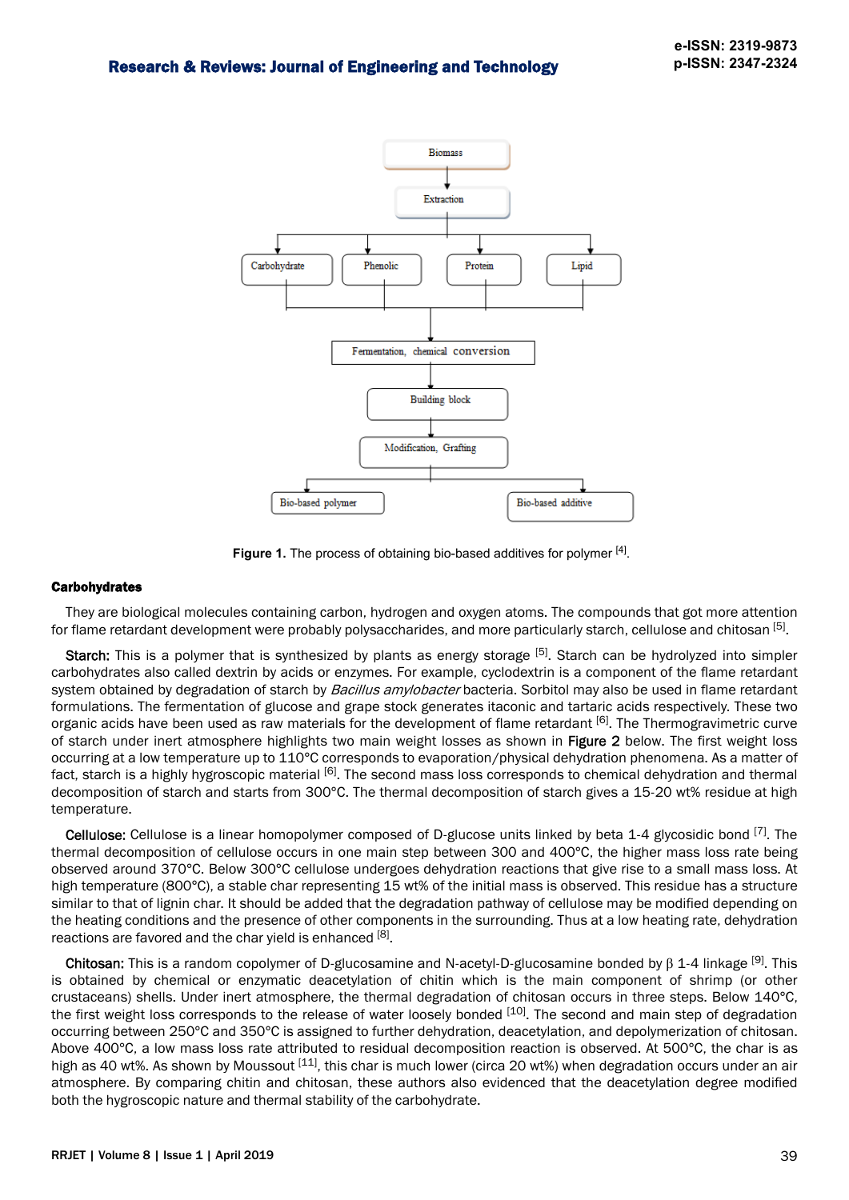Figure 1. The process of obtaining bio-based additives for polymer [4].

### Carbohydrates

They are biological molecules containing carbon, hydrogen and oxygen atoms. The compounds that got more attention for flame retardant development were probably polysaccharides, and more particularly starch, cellulose and chitosan [5].

**Starch:** This is a polymer that is synthesized by plants as energy storage [5]. Starch can be hydrolyzed into simpler carbohydrates also called dextrin by acids or enzymes. For example, cyclodextrin is a component of the flame retardant system obtained by degradation of starch by *Bacillus amylobacter* bacteria. Sorbitol may also be used in flame retardant formulations. The fermentation of glucose and grape stock generates itaconic and tartaric acids respectively. These two organic acids have been used as raw materials for the development of flame retardant [6]. The Thermogravimetric curve of starch under inert atmosphere highlights two main weight losses as shown in **Figure 2** below. The first weight loss occurring at a low temperature up to 110°C corresponds to evaporation/physical dehydration phenomena. As a matter of fact, starch is a highly hygroscopic material [6]. The second mass loss corresponds to chemical dehydration and thermal decomposition of starch and starts from 300°C. The thermal decomposition of starch gives a 15-20 wt% residue at high temperature.

**Cellulose:** Cellulose is a linear homopolymer composed of D-glucose units linked by beta 1-4 glycosidic bond [7]. The thermal decomposition of cellulose occurs in one main step between 300 and 400°C, the higher mass loss rate being observed around 370°C. Below 300°C cellulose undergoes dehydration reactions that give rise to a small mass loss. At high temperature (800°C), a stable char representing 15 wt% of the initial mass is observed. This residue has a structure similar to that of lignin char. It should be added that the degradation pathway of cellulose may be modified depending on the heating conditions and the presence of other components in the surrounding. Thus at a low heating rate, dehydration reactions are favored and the char yield is enhanced [8].

**Chitosan:** This is a random copolymer of D-glucosamine and N-acetyl-D-glucosamine bonded by β 1-4 linkage [9]. This is obtained by chemical or enzymatic deacetylation of chitin which is the main component of shrimp (or other crustaceans) shells. Under inert atmosphere, the thermal degradation of chitosan occurs in three steps. Below 140°C, the first weight loss corresponds to the release of water loosely bonded [10]. The second and main step of degradation occurring between 250°C and 350°C is assigned to further dehydration, deacetylation, and depolymerization of chitosan. Above 400°C, a low mass loss rate attributed to residual decomposition reaction is observed. At 500°C, the char is as high as 40 wt%. As shown by Moussout [11], this char is much lower (circa 20 wt%) when degradation occurs under an air atmosphere. By comparing chitin and chitosan, these authors also evidenced that the deacetylation degree modified both the hygroscopic nature and thermal stability of the carbohydrate.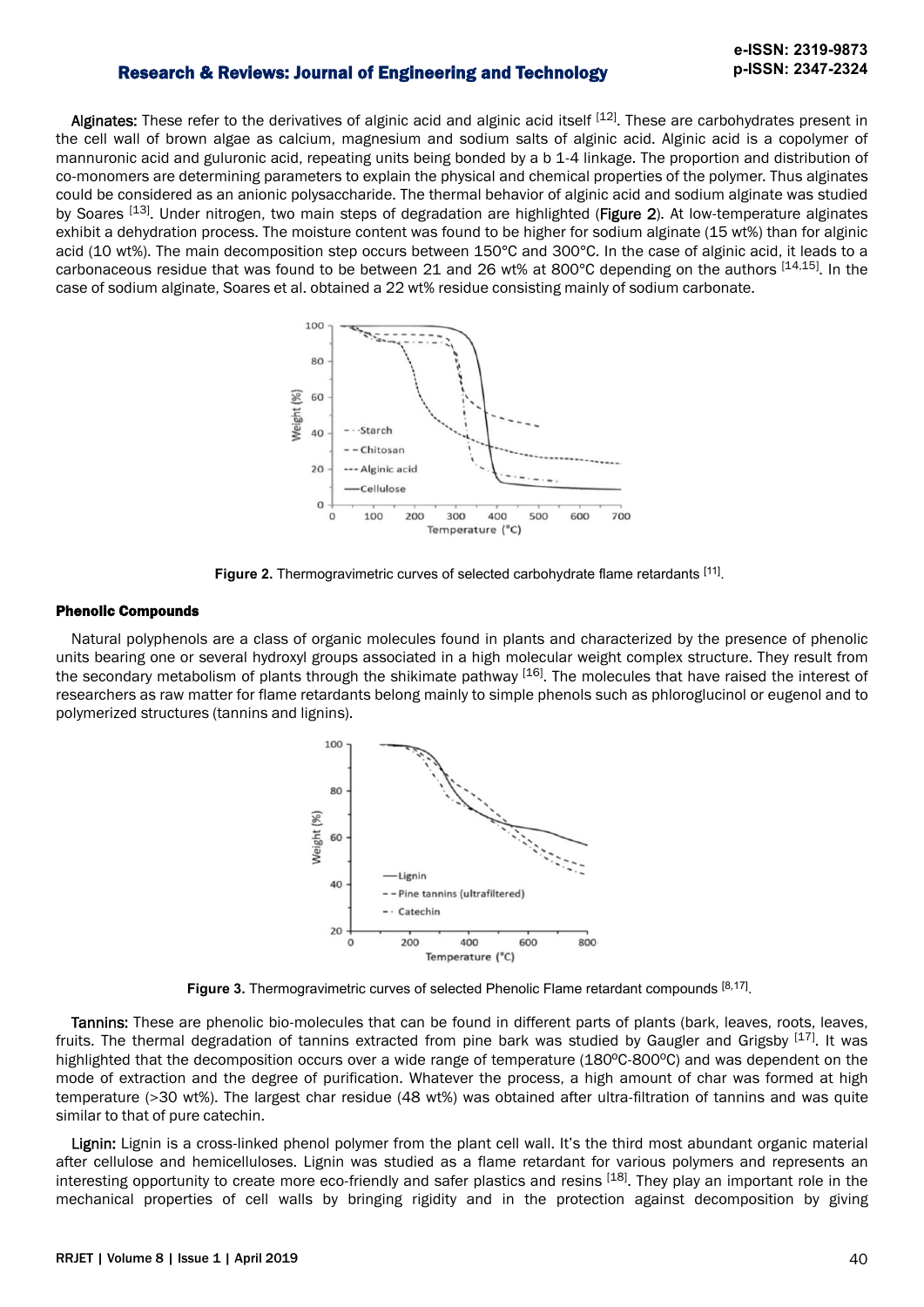**Alginates:** These refer to the derivatives of alginic acid and alginic acid itself [12]. These are carbohydrates present in the cell wall of brown algae as calcium, magnesium and sodium salts of alginic acid. Alginic acid is a copolymer of mannuronic acid and guluronic acid, repeating units being bonded by a b 1-4 linkage. The proportion and distribution of co-monomers are determining parameters to explain the physical and chemical properties of the polymer. Thus alginates could be considered as an anionic polysaccharide. The thermal behavior of alginic acid and sodium alginate was studied by Soares [13]. Under nitrogen, two main steps of degradation are highlighted (**Figure 2**). At low-temperature alginates exhibit a dehydration process. The moisture content was found to be higher for sodium alginate (15 wt%) than for alginic acid (10 wt%). The main decomposition step occurs between 150°C and 300°C. In the case of alginic acid, it leads to a carbonaceous residue that was found to be between 21 and 26 wt% at 800°C depending on the authors [14,15]. In the case of sodium alginate, Soares et al. obtained a 22 wt% residue consisting mainly of sodium carbonate.

**Figure 2.** Thermogravimetric curves of selected carbohydrate flame retardants [11].

### Phenolic Compounds

Natural polyphenols are a class of organic molecules found in plants and characterized by the presence of phenolic units bearing one or several hydroxyl groups associated in a high molecular weight complex structure. They result from the secondary metabolism of plants through the shikimate pathway [16]. The molecules that have raised the interest of researchers as raw matter for flame retardants belong mainly to simple phenols such as phloroglucinol or eugenol and to polymerized structures (tannins and lignins).

**Figure 3.** Thermogravimetric curves of selected Phenolic Flame retardant compounds [8,17].

**Tannins:** These are phenolic bio-molecules that can be found in different parts of plants (bark, leaves, roots, leaves, fruits. The thermal degradation of tannins extracted from pine bark was studied by Gaugler and Grigsby [17]. It was highlighted that the decomposition occurs over a wide range of temperature (180ºC-800ºC) and was dependent on the mode of extraction and the degree of purification. Whatever the process, a high amount of char was formed at high temperature (>30 wt%). The largest char residue (48 wt%) was obtained after ultra-filtration of tannins and was quite similar to that of pure catechin.

**Lignin:** Lignin is a cross-linked phenol polymer from the plant cell wall. It's the third most abundant organic material after cellulose and hemicelluloses. Lignin was studied as a flame retardant for various polymers and represents an interesting opportunity to create more eco-friendly and safer plastics and resins [18]. They play an important role in the mechanical properties of cell walls by bringing rigidity and in the protection against decomposition by giving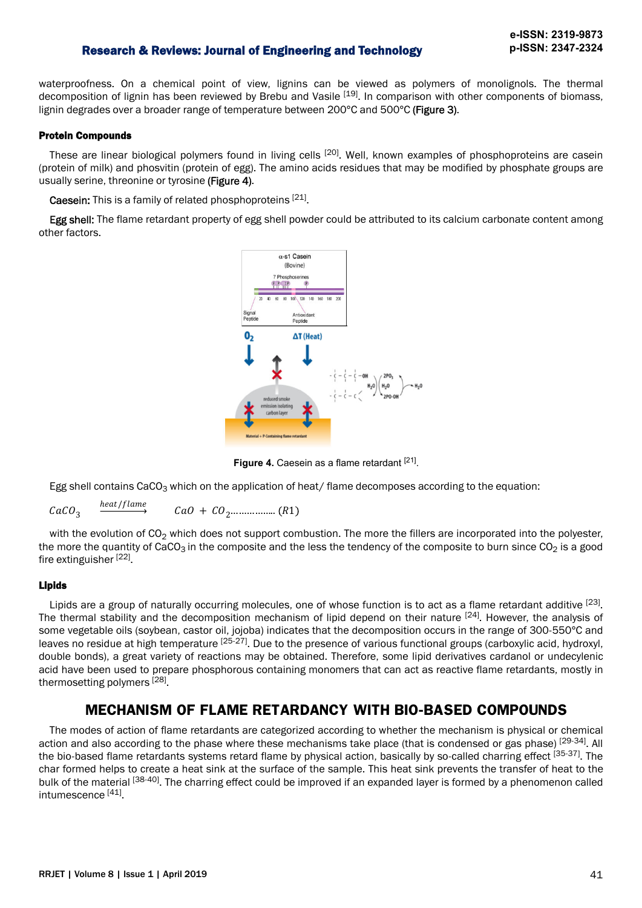waterproofness. On a chemical point of view, lignins can be viewed as polymers of monolignols. The thermal decomposition of lignin has been reviewed by Brebu and Vasile [19]. In comparison with other components of biomass, lignin degrades over a broader range of temperature between 200°C and 500°C (Figure 3).

#### Protein Compounds

These are linear biological polymers found in living cells [20]. Well, known examples of phosphoproteins are casein (protein of milk) and phosvitin (protein of egg). The amino acids residues that may be modified by phosphate groups are usually serine, threonine or tyrosine (Figure 4).

Caesein: This is a family of related phosphoproteins [21].

Egg shell: The flame retardant property of egg shell powder could be attributed to its calcium carbonate content among other factors.

**Figure 4.** Caesein as a flame retardant [21].

Egg shell contains $CaCO_3$ which on the application of heat/ flame decomposes according to the equation:

$$CaCO_3 \xrightarrow{heat/flame} CaO + CO_2 \ldots\ldots\ldots\ldots\ldots (R1)$$

with the evolution of $CO_2$ which does not support combustion. The more the fillers are incorporated into the polyester, the more the quantity of $CaCO_3$ in the composite and the less the tendency of the composite to burn since $CO_2$ is a good fire extinguisher [22].

#### Lipids

Lipids are a group of naturally occurring molecules, one of whose function is to act as a flame retardant additive [23]. The thermal stability and the decomposition mechanism of lipid depend on their nature [24]. However, the analysis of some vegetable oils (soybean, castor oil, jojoba) indicates that the decomposition occurs in the range of 300-550°C and leaves no residue at high temperature [25-27]. Due to the presence of various functional groups (carboxylic acid, hydroxyl, double bonds), a great variety of reactions may be obtained. Therefore, some lipid derivatives cardanol or undecylenic acid have been used to prepare phosphorous containing monomers that can act as reactive flame retardants, mostly in thermosetting polymers [28].

## MECHANISM OF FLAME RETARDANCY WITH BIO-BASED COMPOUNDS

The modes of action of flame retardants are categorized according to whether the mechanism is physical or chemical action and also according to the phase where these mechanisms take place (that is condensed or gas phase) [29-34]. All the bio-based flame retardants systems retard flame by physical action, basically by so-called charring effect [35-37]. The char formed helps to create a heat sink at the surface of the sample. This heat sink prevents the transfer of heat to the bulk of the material [38-40]. The charring effect could be improved if an expanded layer is formed by a phenomenon called intumescence [41].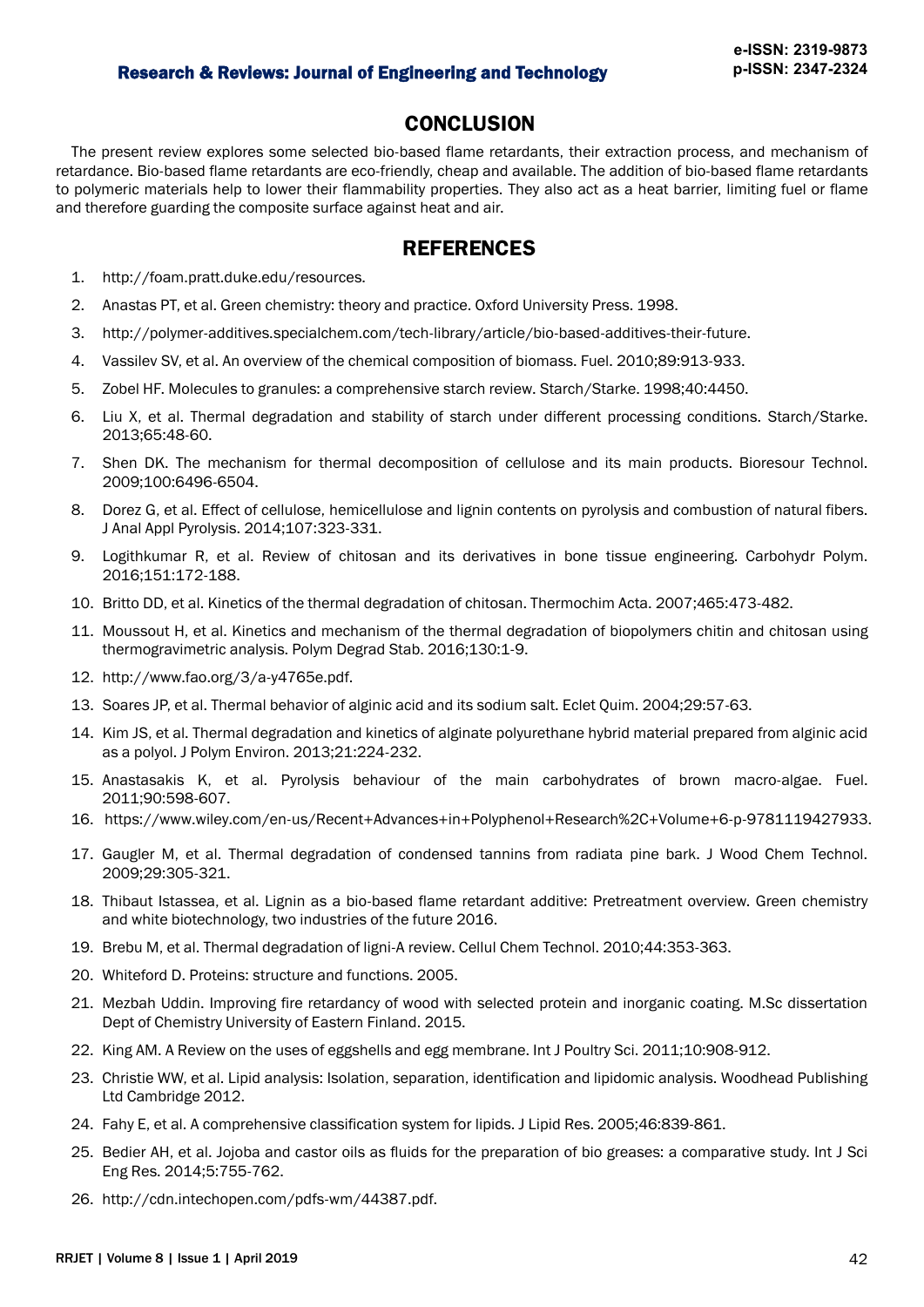## CONCLUSION

The present review explores some selected bio-based flame retardants, their extraction process, and mechanism of retardance. Bio-based flame retardants are eco-friendly, cheap and available. The addition of bio-based flame retardants to polymeric materials help to lower their flammability properties. They also act as a heat barrier, limiting fuel or flame and therefore guarding the composite surface against heat and air.

## REFERENCES

1. http://foam.pratt.duke.edu/resources.
2. Anastas PT, et al. Green chemistry: theory and practice. Oxford University Press. 1998.
3. http://polymer-additives.specialchem.com/tech-library/article/bio-based-additives-their-future.
4. Vassilev SV, et al. An overview of the chemical composition of biomass. Fuel. 2010;89:913-933.
5. Zobel HF. Molecules to granules: a comprehensive starch review. Starch/Starke. 1998;40:4450.
6. Liu X, et al. Thermal degradation and stability of starch under different processing conditions. Starch/Starke. 2013;65:48-60.
7. Shen DK. The mechanism for thermal decomposition of cellulose and its main products. Bioresour Technol. 2009;100:6496-6504.
8. Dorez G, et al. Effect of cellulose, hemicellulose and lignin contents on pyrolysis and combustion of natural fibers. J Anal Appl Pyrolysis. 2014;107:323-331.
9. Logithkumar R, et al. Review of chitosan and its derivatives in bone tissue engineering. Carbohydr Polym. 2016;151:172-188.
10. Britto DD, et al. Kinetics of the thermal degradation of chitosan. Thermochim Acta. 2007;465:473-482.
11. Moussout H, et al. Kinetics and mechanism of the thermal degradation of biopolymers chitin and chitosan using thermogravimetric analysis. Polym Degrad Stab. 2016;130:1-9.
12. http://www.fao.org/3/a-y4765e.pdf.
13. Soares JP, et al. Thermal behavior of alginic acid and its sodium salt. Eclet Quim. 2004;29:57-63.
14. Kim JS, et al. Thermal degradation and kinetics of alginate polyurethane hybrid material prepared from alginic acid as a polyol. J Polym Environ. 2013;21:224-232.
15. Anastasakis K, et al. Pyrolysis behaviour of the main carbohydrates of brown macro-algae. Fuel. 2011;90:598-607.
16. https://www.wiley.com/en-us/Recent+Advances+in+Polyphenol+Research%2C+Volume+6-p-9781119427933.
17. Gaugler M, et al. Thermal degradation of condensed tannins from radiata pine bark. J Wood Chem Technol. 2009;29:305-321.
18. Thibaut Istassea, et al. Lignin as a bio-based flame retardant additive: Pretreatment overview. Green chemistry and white biotechnology, two industries of the future 2016.
19. Brebu M, et al. Thermal degradation of ligni-A review. Cellul Chem Technol. 2010;44:353-363.
20. Whiteford D. Proteins: structure and functions. 2005.
21. Mezbah Uddin. Improving fire retardancy of wood with selected protein and inorganic coating. M.Sc dissertation Dept of Chemistry University of Eastern Finland. 2015.
22. King AM. A Review on the uses of eggshells and egg membrane. Int J Poultry Sci. 2011;10:908-912.
23. Christie WW, et al. Lipid analysis: Isolation, separation, identification and lipidomic analysis. Woodhead Publishing Ltd Cambridge 2012.
24. Fahy E, et al. A comprehensive classification system for lipids. J Lipid Res. 2005;46:839-861.
25. Bedier AH, et al. Jojoba and castor oils as fluids for the preparation of bio greases: a comparative study. Int J Sci Eng Res. 2014;5:755-762.
26. http://cdn.intechopen.com/pdfs-wm/44387.pdf.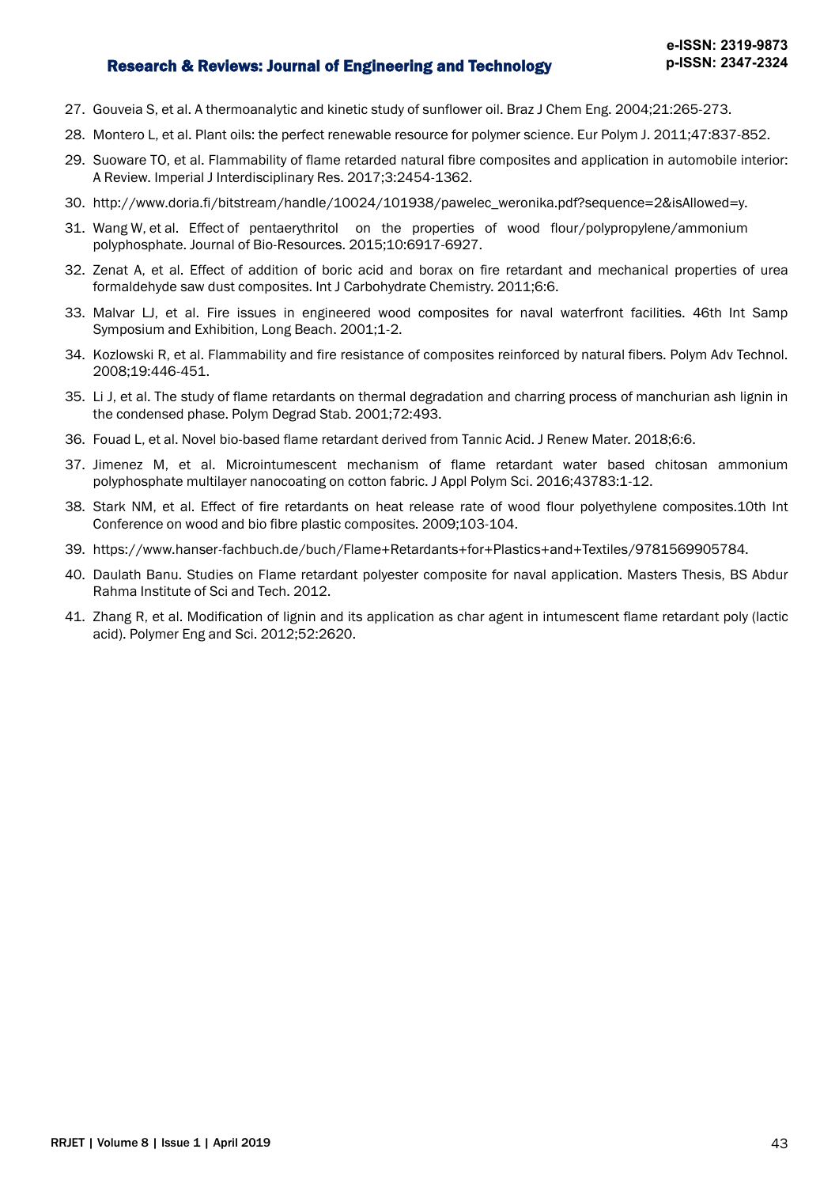27. Gouveia S, et al. A thermoanalytic and kinetic study of sunflower oil. Braz J Chem Eng. 2004;21:265-273.
28. Montero L, et al. Plant oils: the perfect renewable resource for polymer science. Eur Polym J. 2011;47:837-852.
29. Suoware TO, et al. Flammability of flame retarded natural fibre composites and application in automobile interior: A Review. Imperial J Interdisciplinary Res. 2017;3:2454-1362.
30. http://www.doria.fi/bitstream/handle/10024/101938/pawelec_weronika.pdf?sequence=2&isAllowed=y.
31. Wang W, et al. Effect of pentaerythritol on the properties of wood flour/polypropylene/ammonium polyphosphate. Journal of Bio-Resources. 2015;10:6917-6927.
32. Zenat A, et al. Effect of addition of boric acid and borax on fire retardant and mechanical properties of urea formaldehyde saw dust composites. Int J Carbohydrate Chemistry. 2011;6:6.
33. Malvar LJ, et al. Fire issues in engineered wood composites for naval waterfront facilities. 46th Int Samp Symposium and Exhibition, Long Beach. 2001;1-2.
34. Kozlowski R, et al. Flammability and fire resistance of composites reinforced by natural fibers. Polym Adv Technol. 2008;19:446-451.
35. Li J, et al. The study of flame retardants on thermal degradation and charring process of manchurian ash lignin in the condensed phase. Polym Degrad Stab. 2001;72:493.
36. Fouad L, et al. Novel bio-based flame retardant derived from Tannic Acid. J Renew Mater. 2018;6:6.
37. Jimenez M, et al. Microintumescent mechanism of flame retardant water based chitosan ammonium polyphosphate multilayer nanocoating on cotton fabric. J Appl Polym Sci. 2016;43783:1-12.
38. Stark NM, et al. Effect of fire retardants on heat release rate of wood flour polyethylene composites.10th Int Conference on wood and bio fibre plastic composites. 2009;103-104.
39. https://www.hanser-fachbuch.de/buch/Flame+Retardants+for+Plastics+and+Textiles/9781569905784.
40. Daulath Banu. Studies on Flame retardant polyester composite for naval application. Masters Thesis, BS Abdur Rahma Institute of Sci and Tech. 2012.
41. Zhang R, et al. Modification of lignin and its application as char agent in intumescent flame retardant poly (lactic acid). Polymer Eng and Sci. 2012;52:2620.